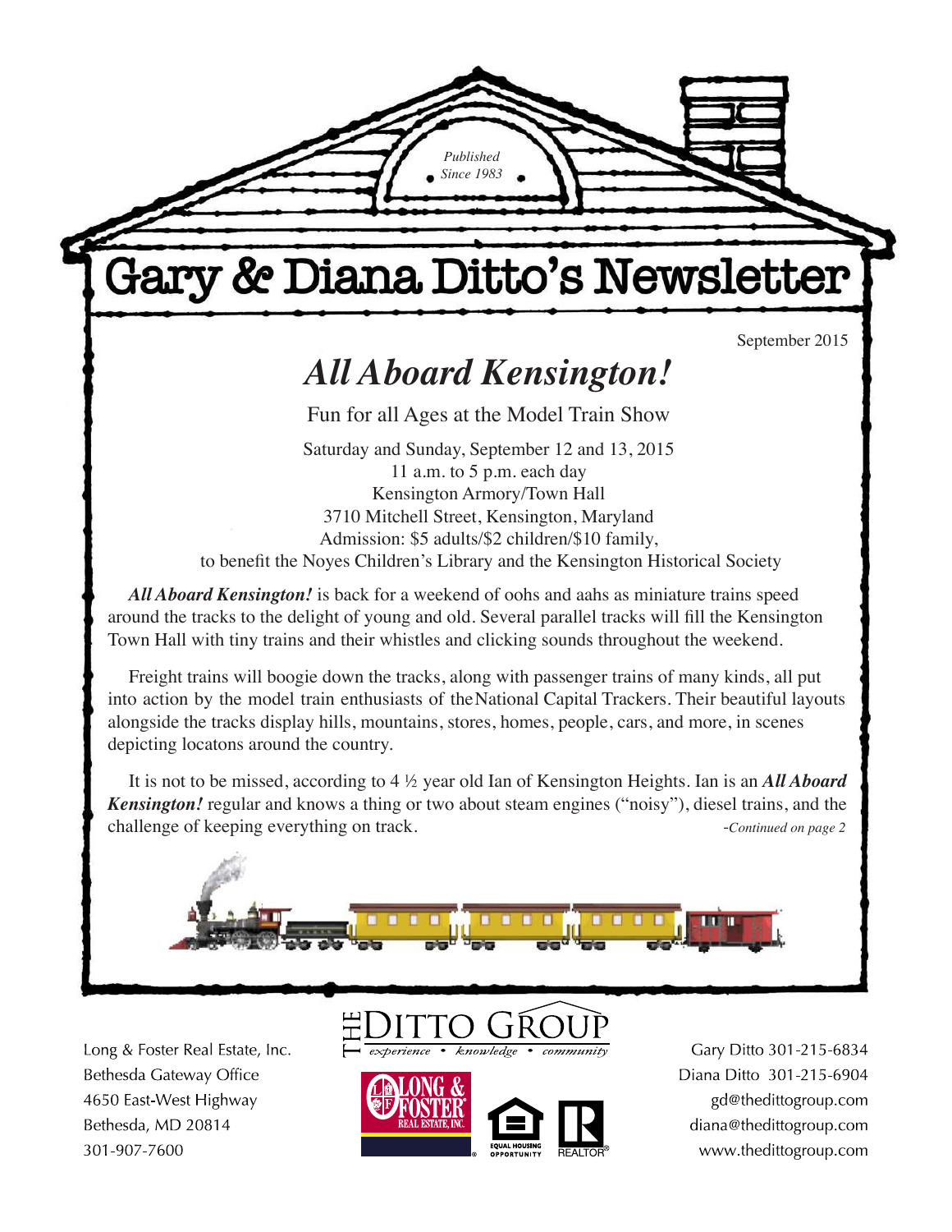Published Since 1983

# Gary & Diana Ditto's Newsletter

September 2015

## *All Aboard Kensington!*

Fun for all Ages at the Model Train Show

Saturday and Sunday, September 12 and 13, 2015
11 a.m. to 5 p.m. each day
Kensington Armory/Town Hall
3710 Mitchell Street, Kensington, Maryland
Admission: $5 adults/$2 children/$10 family,
to benefit the Noyes Children's Library and the Kensington Historical Society

***All Aboard Kensington!*** is back for a weekend of oohs and aahs as miniature trains speed around the tracks to the delight of young and old. Several parallel tracks will fill the Kensington Town Hall with tiny trains and their whistles and clicking sounds throughout the weekend.

Freight trains will boogie down the tracks, along with passenger trains of many kinds, all put into action by the model train enthusiasts of the National Capital Trackers. Their beautiful layouts alongside the tracks display hills, mountains, stores, homes, people, cars, and more, in scenes depicting locatons around the country.

It is not to be missed, according to 4 ½ year old Ian of Kensington Heights. Ian is an ***All Aboard Kensington!*** regular and knows a thing or two about steam engines ("noisy"), diesel trains, and the challenge of keeping everything on track.

*-Continued on page 2*

Long & Foster Real Estate, Inc.
Bethesda Gateway Office
4650 East-West Highway
Bethesda, MD 20814
301-907-7600

THE DITTO GROUP
*experience • knowledge • community*

Gary Ditto 301-215-6834
Diana Ditto 301-215-6904
gd@thedittogroup.com
diana@thedittogroup.com
www.thedittogroup.com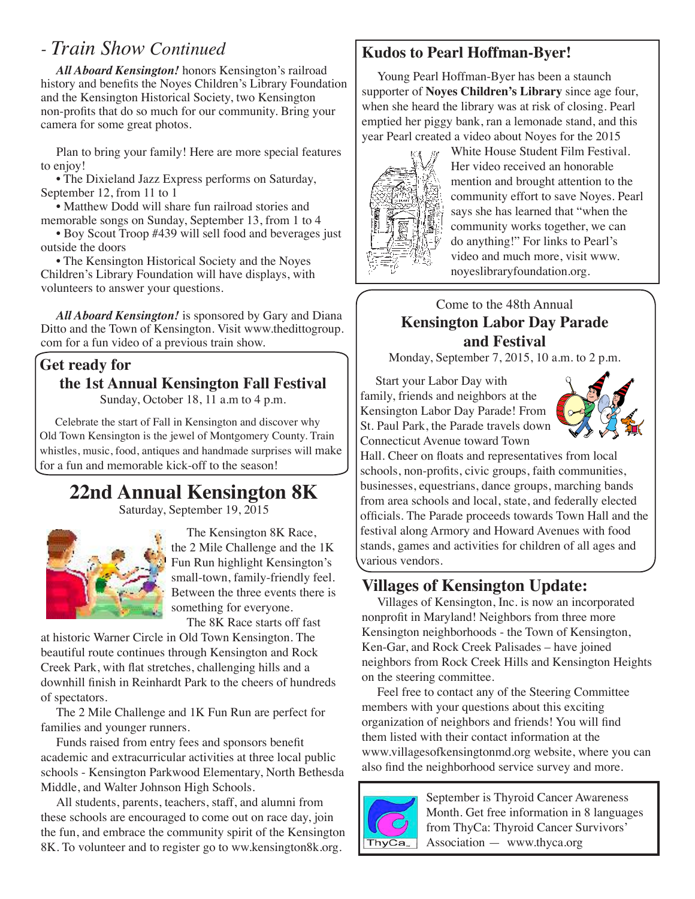## *- Train Show Continued*

***All Aboard Kensington!*** honors Kensington's railroad history and benefits the Noyes Children's Library Foundation and the Kensington Historical Society, two Kensington non-profits that do so much for our community. Bring your camera for some great photos.

Plan to bring your family! Here are more special features to enjoy!

- The Dixieland Jazz Express performs on Saturday, September 12, from 11 to 1
- Matthew Dodd will share fun railroad stories and memorable songs on Sunday, September 13, from 1 to 4
- Boy Scout Troop #439 will sell food and beverages just outside the doors
- The Kensington Historical Society and the Noyes Children's Library Foundation will have displays, with volunteers to answer your questions.

***All Aboard Kensington!*** is sponsored by Gary and Diana Ditto and the Town of Kensington. Visit www.thedittogroup.com for a fun video of a previous train show.

## Get ready for the 1st Annual Kensington Fall Festival

Sunday, October 18, 11 a.m to 4 p.m.

Celebrate the start of Fall in Kensington and discover why Old Town Kensington is the jewel of Montgomery County. Train whistles, music, food, antiques and handmade surprises will make for a fun and memorable kick-off to the season!

# 22nd Annual Kensington 8K

Saturday, September 19, 2015

The Kensington 8K Race, the 2 Mile Challenge and the 1K Fun Run highlight Kensington's small-town, family-friendly feel. Between the three events there is something for everyone.

The 8K Race starts off fast at historic Warner Circle in Old Town Kensington. The beautiful route continues through Kensington and Rock Creek Park, with flat stretches, challenging hills and a downhill finish in Reinhardt Park to the cheers of hundreds of spectators.

The 2 Mile Challenge and 1K Fun Run are perfect for families and younger runners.

Funds raised from entry fees and sponsors benefit academic and extracurricular activities at three local public schools - Kensington Parkwood Elementary, North Bethesda Middle, and Walter Johnson High Schools.

All students, parents, teachers, staff, and alumni from these schools are encouraged to come out on race day, join the fun, and embrace the community spirit of the Kensington 8K. To volunteer and to register go to ww.kensington8k.org.

## Kudos to Pearl Hoffman-Byer!

Young Pearl Hoffman-Byer has been a staunch supporter of **Noyes Children's Library** since age four, when she heard the library was at risk of closing. Pearl emptied her piggy bank, ran a lemonade stand, and this year Pearl created a video about Noyes for the 2015 White House Student Film Festival. Her video received an honorable mention and brought attention to the community effort to save Noyes. Pearl says she has learned that "when the community works together, we can do anything!" For links to Pearl's video and much more, visit www.noyeslibraryfoundation.org.

Come to the 48th Annual

## Kensington Labor Day Parade and Festival

Monday, September 7, 2015, 10 a.m. to 2 p.m.

Start your Labor Day with family, friends and neighbors at the Kensington Labor Day Parade! From St. Paul Park, the Parade travels down Connecticut Avenue toward Town Hall. Cheer on floats and representatives from local schools, non-profits, civic groups, faith communities, businesses, equestrians, dance groups, marching bands from area schools and local, state, and federally elected officials. The Parade proceeds towards Town Hall and the festival along Armory and Howard Avenues with food stands, games and activities for children of all ages and various vendors.

## Villages of Kensington Update:

Villages of Kensington, Inc. is now an incorporated nonprofit in Maryland! Neighbors from three more Kensington neighborhoods - the Town of Kensington, Ken-Gar, and Rock Creek Palisades – have joined neighbors from Rock Creek Hills and Kensington Heights on the steering committee.

Feel free to contact any of the Steering Committee members with your questions about this exciting organization of neighbors and friends! You will find them listed with their contact information at the www.villagesofkensingtonmd.org website, where you can also find the neighborhood service survey and more.

September is Thyroid Cancer Awareness Month. Get free information in 8 languages from ThyCa: Thyroid Cancer Survivors' Association — www.thyca.org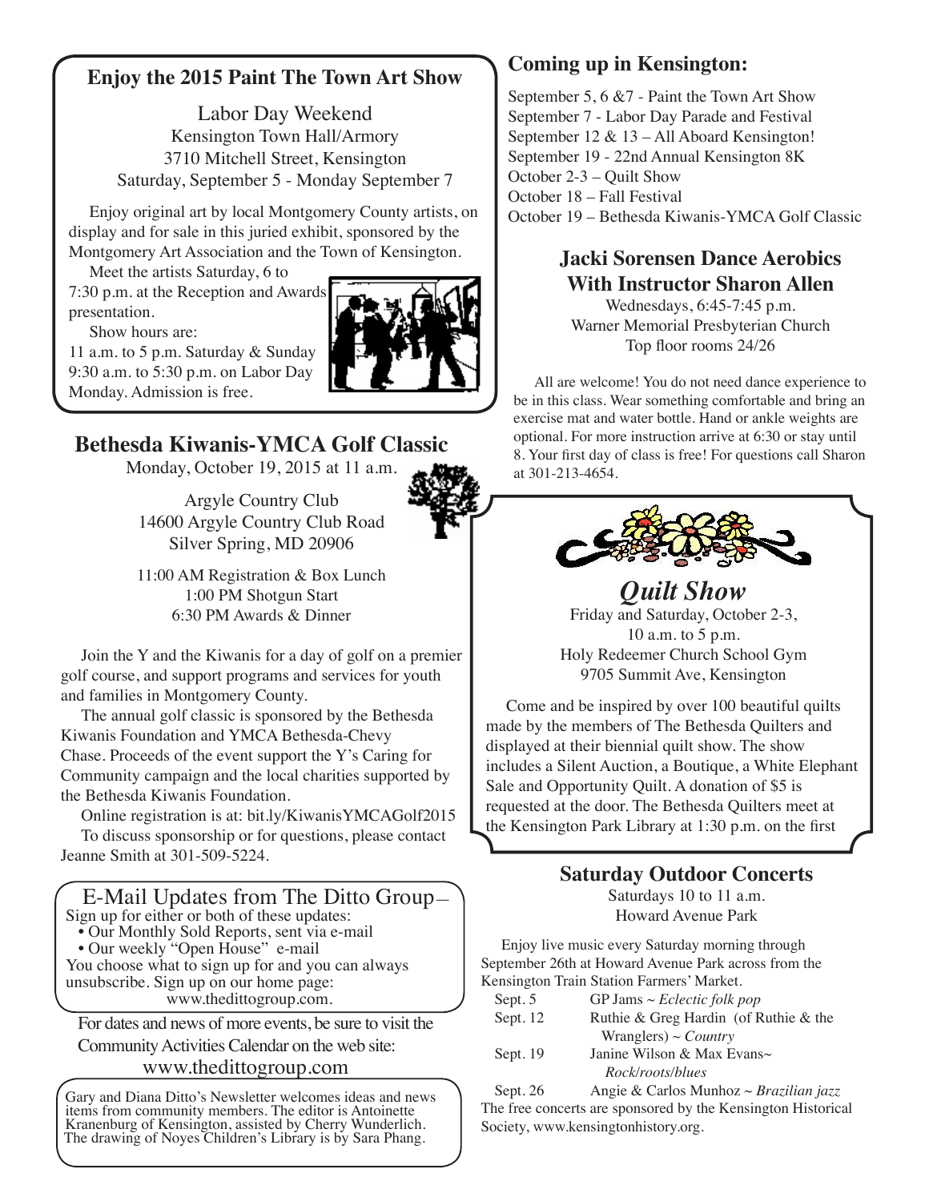## Enjoy the 2015 Paint The Town Art Show

Labor Day Weekend
Kensington Town Hall/Armory
3710 Mitchell Street, Kensington
Saturday, September 5 - Monday September 7

Enjoy original art by local Montgomery County artists, on display and for sale in this juried exhibit, sponsored by the Montgomery Art Association and the Town of Kensington.

Meet the artists Saturday, 6 to 7:30 p.m. at the Reception and Awards presentation.

Show hours are:
11 a.m. to 5 p.m. Saturday & Sunday
9:30 a.m. to 5:30 p.m. on Labor Day Monday. Admission is free.

## Bethesda Kiwanis-YMCA Golf Classic

Monday, October 19, 2015 at 11 a.m.

Argyle Country Club
14600 Argyle Country Club Road
Silver Spring, MD 20906

11:00 AM Registration & Box Lunch
1:00 PM Shotgun Start
6:30 PM Awards & Dinner

Join the Y and the Kiwanis for a day of golf on a premier golf course, and support programs and services for youth and families in Montgomery County.

The annual golf classic is sponsored by the Bethesda Kiwanis Foundation and YMCA Bethesda-Chevy Chase. Proceeds of the event support the Y's Caring for Community campaign and the local charities supported by the Bethesda Kiwanis Foundation.

Online registration is at: bit.ly/KiwanisYMCAGolf2015

To discuss sponsorship or for questions, please contact Jeanne Smith at 301-509-5224.

## E-Mail Updates from The Ditto Group—

Sign up for either or both of these updates:

- Our Monthly Sold Reports, sent via e-mail
- Our weekly "Open House" e-mail

You choose what to sign up for and you can always unsubscribe. Sign up on our home page: www.thedittogroup.com.

For dates and news of more events, be sure to visit the Community Activities Calendar on the web site:
www.thedittogroup.com

Gary and Diana Ditto's Newsletter welcomes ideas and news items from community members. The editor is Antoinette Kranenburg of Kensington, assisted by Cherry Wunderlich. The drawing of Noyes Children's Library is by Sara Phang.

## Coming up in Kensington:

September 5, 6 &7 - Paint the Town Art Show
September 7 - Labor Day Parade and Festival
September 12 & 13 – All Aboard Kensington!
September 19 - 22nd Annual Kensington 8K
October 2-3 – Quilt Show
October 18 – Fall Festival
October 19 – Bethesda Kiwanis-YMCA Golf Classic

## Jacki Sorensen Dance Aerobics With Instructor Sharon Allen

Wednesdays, 6:45-7:45 p.m.
Warner Memorial Presbyterian Church
Top floor rooms 24/26

All are welcome! You do not need dance experience to be in this class. Wear something comfortable and bring an exercise mat and water bottle. Hand or ankle weights are optional. For more instruction arrive at 6:30 or stay until 8. Your first day of class is free! For questions call Sharon at 301-213-4654.

## *Quilt Show*

Friday and Saturday, October 2-3,
10 a.m. to 5 p.m.
Holy Redeemer Church School Gym
9705 Summit Ave, Kensington

Come and be inspired by over 100 beautiful quilts made by the members of The Bethesda Quilters and displayed at their biennial quilt show. The show includes a Silent Auction, a Boutique, a White Elephant Sale and Opportunity Quilt. A donation of $5 is requested at the door. The Bethesda Quilters meet at the Kensington Park Library at 1:30 p.m. on the first

## Saturday Outdoor Concerts

Saturdays 10 to 11 a.m.
Howard Avenue Park

Enjoy live music every Saturday morning through September 26th at Howard Avenue Park across from the Kensington Train Station Farmers' Market.

Sept. 5 GP Jams ~ *Eclectic folk pop*
Sept. 12 Ruthie & Greg Hardin (of Ruthie & the Wranglers) ~ *Country*
Sept. 19 Janine Wilson & Max Evans~ *Rock/roots/blues*
Sept. 26 Angie & Carlos Munhoz ~ *Brazilian jazz*

The free concerts are sponsored by the Kensington Historical Society, www.kensingtonhistory.org.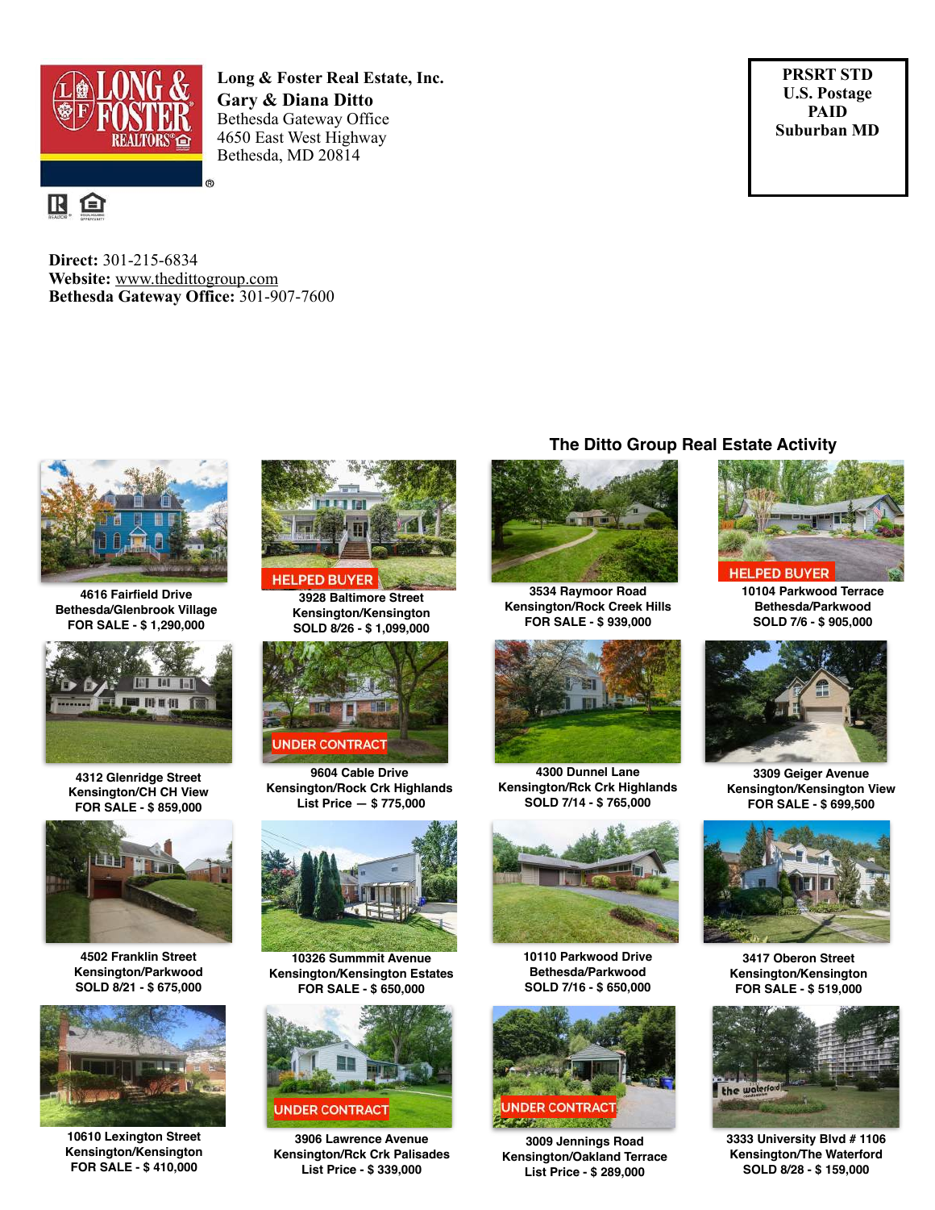**Long & Foster Real Estate, Inc.**
**Gary & Diana Ditto**
Bethesda Gateway Office
4650 East West Highway
Bethesda, MD 20814

**PRSRT STD**
**U.S. Postage**
**PAID**
**Suburban MD**

**Direct:** 301-215-6834
**Website:** www.thedittogroup.com
**Bethesda Gateway Office:** 301-907-7600

## The Ditto Group Real Estate Activity

**4616 Fairfield Drive**
**Bethesda/Glenbrook Village**
**FOR SALE - $ 1,290,000**

HELPED BUYER
**3928 Baltimore Street**
**Kensington/Kensington**
**SOLD 8/26 - $ 1,099,000**

**3534 Raymoor Road**
**Kensington/Rock Creek Hills**
**FOR SALE - $ 939,000**

HELPED BUYER
**10104 Parkwood Terrace**
**Bethesda/Parkwood**
**SOLD 7/6 - $ 905,000**

**4312 Glenridge Street**
**Kensington/CH CH View**
**FOR SALE - $ 859,000**

UNDER CONTRACT
**9604 Cable Drive**
**Kensington/Rock Crk Highlands**
**List Price — $ 775,000**

**4300 Dunnel Lane**
**Kensington/Rck Crk Highlands**
**SOLD 7/14 - $ 765,000**

**3309 Geiger Avenue**
**Kensington/Kensington View**
**FOR SALE - $ 699,500**

**4502 Franklin Street**
**Kensington/Parkwood**
**SOLD 8/21 - $ 675,000**

**10326 Summmit Avenue**
**Kensington/Kensington Estates**
**FOR SALE - $ 650,000**

**10110 Parkwood Drive**
**Bethesda/Parkwood**
**SOLD 7/16 - $ 650,000**

**3417 Oberon Street**
**Kensington/Kensington**
**FOR SALE - $ 519,000**

**10610 Lexington Street**
**Kensington/Kensington**
**FOR SALE - $ 410,000**

UNDER CONTRACT
**3906 Lawrence Avenue**
**Kensington/Rck Crk Palisades**
**List Price - $ 339,000**

UNDER CONTRACT
**3009 Jennings Road**
**Kensington/Oakland Terrace**
**List Price - $ 289,000**

**3333 University Blvd # 1106**
**Kensington/The Waterford**
**SOLD 8/28 - $ 159,000**